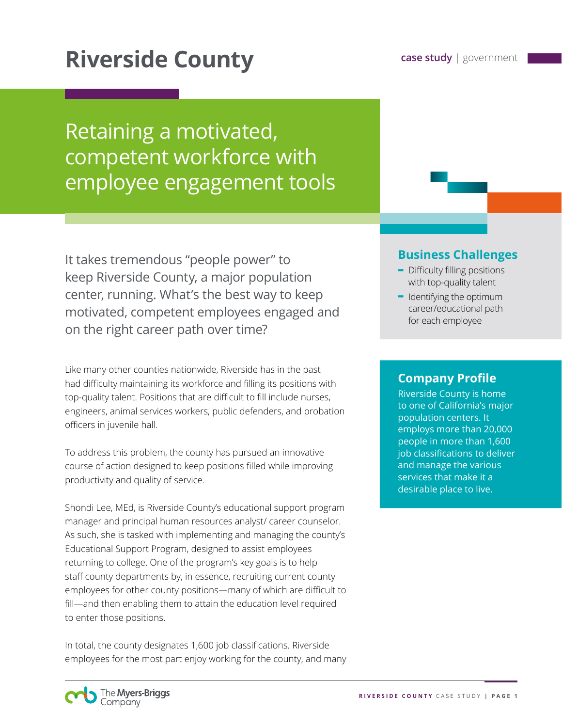# Riverside County

case study | government

## Retaining a motivated, competent workforce with employee engagement tools

It takes tremendous "people power" to keep Riverside County, a major population center, running. What's the best way to keep motivated, competent employees engaged and on the right career path over time?

### Business Challenges

- Difficulty filling positions with top-quality talent
- Identifying the optimum career/educational path for each employee

### Company Profile

Riverside County is home to one of California's major population centers. It employs more than 20,000 people in more than 1,600 job classifications to deliver and manage the various services that make it a desirable place to live.

Like many other counties nationwide, Riverside has in the past had difficulty maintaining its workforce and filling its positions with top-quality talent. Positions that are difficult to fill include nurses, engineers, animal services workers, public defenders, and probation officers in juvenile hall.

To address this problem, the county has pursued an innovative course of action designed to keep positions filled while improving productivity and quality of service.

Shondi Lee, MEd, is Riverside County's educational support program manager and principal human resources analyst/ career counselor. As such, she is tasked with implementing and managing the county's Educational Support Program, designed to assist employees returning to college. One of the program's key goals is to help staff county departments by, in essence, recruiting current county employees for other county positions—many of which are difficult to fill—and then enabling them to attain the education level required to enter those positions.

In total, the county designates 1,600 job classifications. Riverside employees for the most part enjoy working for the county, and many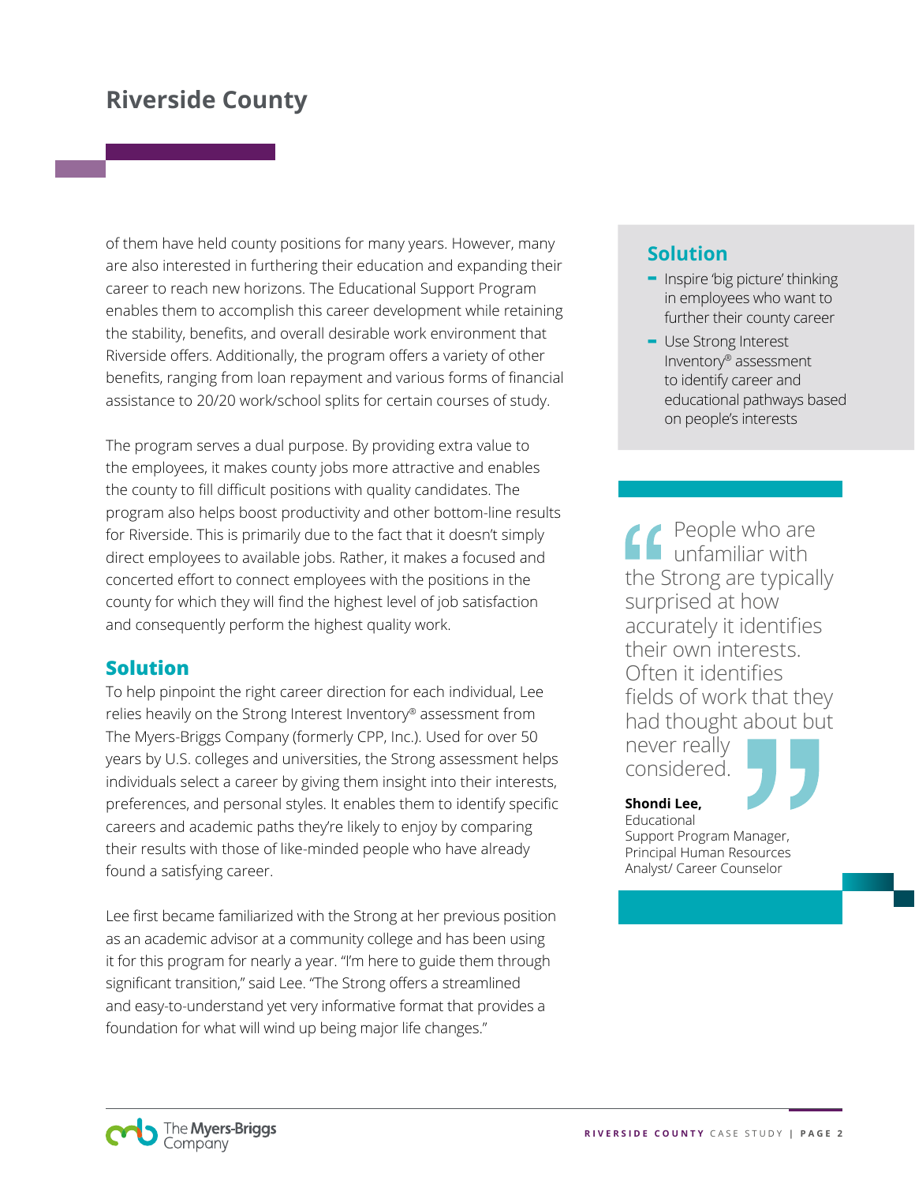of them have held county positions for many years. However, many are also interested in furthering their education and expanding their career to reach new horizons. The Educational Support Program enables them to accomplish this career development while retaining the stability, benefits, and overall desirable work environment that Riverside offers. Additionally, the program offers a variety of other benefits, ranging from loan repayment and various forms of financial assistance to 20/20 work/school splits for certain courses of study.

The program serves a dual purpose. By providing extra value to the employees, it makes county jobs more attractive and enables the county to fill difficult positions with quality candidates. The program also helps boost productivity and other bottom-line results for Riverside. This is primarily due to the fact that it doesn't simply direct employees to available jobs. Rather, it makes a focused and concerted effort to connect employees with the positions in the county for which they will find the highest level of job satisfaction and consequently perform the highest quality work.

## Solution

To help pinpoint the right career direction for each individual, Lee relies heavily on the Strong Interest Inventory® assessment from The Myers-Briggs Company (formerly CPP, Inc.). Used for over 50 years by U.S. colleges and universities, the Strong assessment helps individuals select a career by giving them insight into their interests, preferences, and personal styles. It enables them to identify specific careers and academic paths they're likely to enjoy by comparing their results with those of like-minded people who have already found a satisfying career.

Lee first became familiarized with the Strong at her previous position as an academic advisor at a community college and has been using it for this program for nearly a year. "I'm here to guide them through significant transition," said Lee. "The Strong offers a streamlined and easy-to-understand yet very informative format that provides a foundation for what will wind up being major life changes."

### Solution

- Inspire 'big picture' thinking in employees who want to further their county career
- Use Strong Interest Inventory® assessment to identify career and educational pathways based on people's interests

> "People who are unfamiliar with the Strong are typically surprised at how accurately it identifies their own interests. Often it identifies fields of work that they had thought about but never really considered."
>
> **Shondi Lee,** Educational Support Program Manager, Principal Human Resources Analyst/ Career Counselor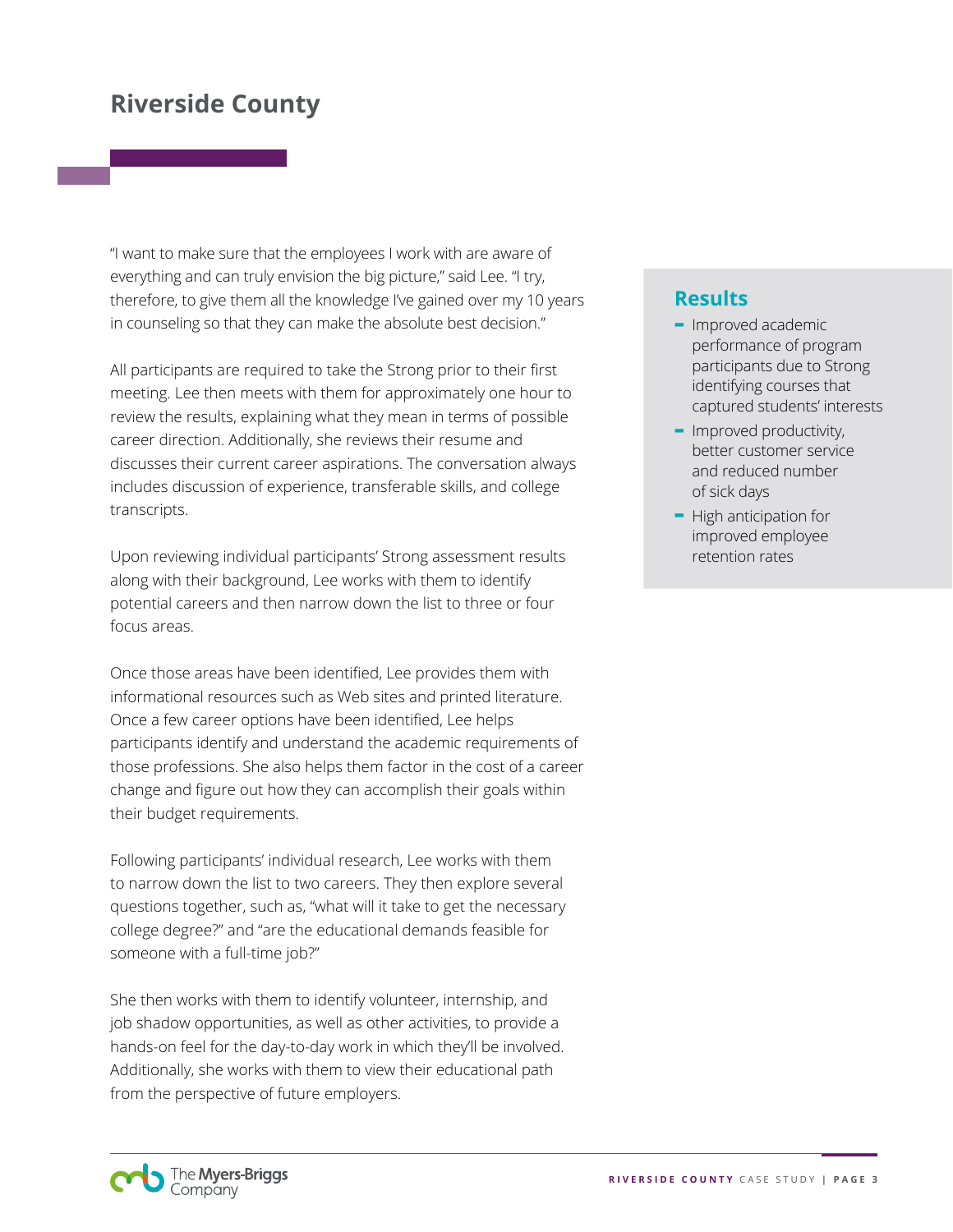## Riverside County

"I want to make sure that the employees I work with are aware of everything and can truly envision the big picture," said Lee. "I try, therefore, to give them all the knowledge I've gained over my 10 years in counseling so that they can make the absolute best decision."

All participants are required to take the Strong prior to their first meeting. Lee then meets with them for approximately one hour to review the results, explaining what they mean in terms of possible career direction. Additionally, she reviews their resume and discusses their current career aspirations. The conversation always includes discussion of experience, transferable skills, and college transcripts.

Upon reviewing individual participants' Strong assessment results along with their background, Lee works with them to identify potential careers and then narrow down the list to three or four focus areas.

Once those areas have been identified, Lee provides them with informational resources such as Web sites and printed literature. Once a few career options have been identified, Lee helps participants identify and understand the academic requirements of those professions. She also helps them factor in the cost of a career change and figure out how they can accomplish their goals within their budget requirements.

Following participants' individual research, Lee works with them to narrow down the list to two careers. They then explore several questions together, such as, "what will it take to get the necessary college degree?" and "are the educational demands feasible for someone with a full-time job?"

She then works with them to identify volunteer, internship, and job shadow opportunities, as well as other activities, to provide a hands-on feel for the day-to-day work in which they'll be involved. Additionally, she works with them to view their educational path from the perspective of future employers.

### Results

- Improved academic performance of program participants due to Strong identifying courses that captured students' interests
- Improved productivity, better customer service and reduced number of sick days
- High anticipation for improved employee retention rates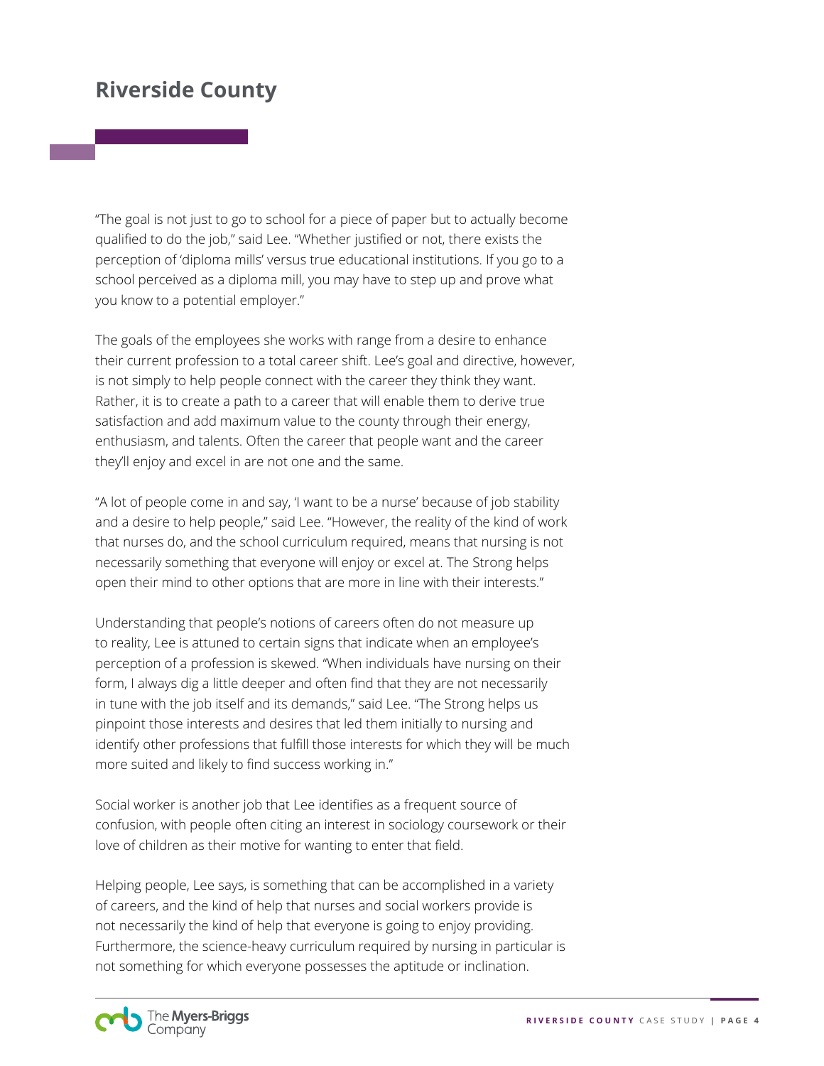## Riverside County

"The goal is not just to go to school for a piece of paper but to actually become qualified to do the job," said Lee. "Whether justified or not, there exists the perception of 'diploma mills' versus true educational institutions. If you go to a school perceived as a diploma mill, you may have to step up and prove what you know to a potential employer."

The goals of the employees she works with range from a desire to enhance their current profession to a total career shift. Lee's goal and directive, however, is not simply to help people connect with the career they think they want. Rather, it is to create a path to a career that will enable them to derive true satisfaction and add maximum value to the county through their energy, enthusiasm, and talents. Often the career that people want and the career they'll enjoy and excel in are not one and the same.

"A lot of people come in and say, 'I want to be a nurse' because of job stability and a desire to help people," said Lee. "However, the reality of the kind of work that nurses do, and the school curriculum required, means that nursing is not necessarily something that everyone will enjoy or excel at. The Strong helps open their mind to other options that are more in line with their interests."

Understanding that people's notions of careers often do not measure up to reality, Lee is attuned to certain signs that indicate when an employee's perception of a profession is skewed. "When individuals have nursing on their form, I always dig a little deeper and often find that they are not necessarily in tune with the job itself and its demands," said Lee. "The Strong helps us pinpoint those interests and desires that led them initially to nursing and identify other professions that fulfill those interests for which they will be much more suited and likely to find success working in."

Social worker is another job that Lee identifies as a frequent source of confusion, with people often citing an interest in sociology coursework or their love of children as their motive for wanting to enter that field.

Helping people, Lee says, is something that can be accomplished in a variety of careers, and the kind of help that nurses and social workers provide is not necessarily the kind of help that everyone is going to enjoy providing. Furthermore, the science-heavy curriculum required by nursing in particular is not something for which everyone possesses the aptitude or inclination.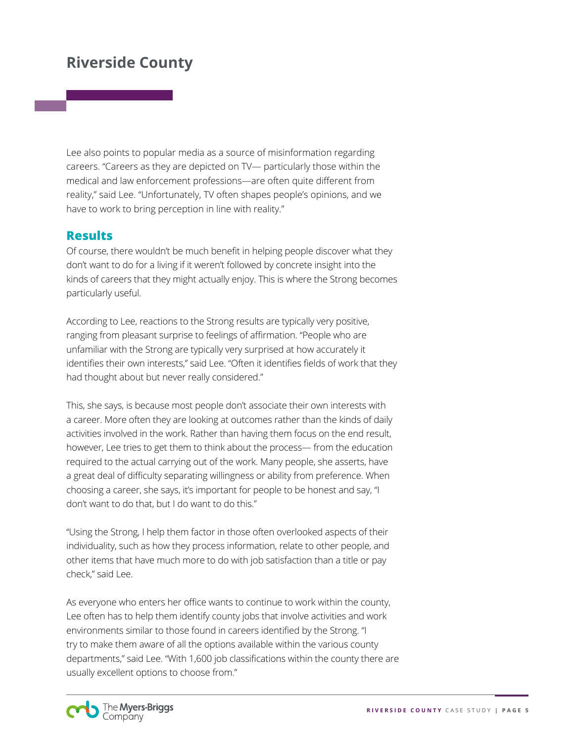Lee also points to popular media as a source of misinformation regarding careers. "Careers as they are depicted on TV— particularly those within the medical and law enforcement professions—are often quite different from reality," said Lee. "Unfortunately, TV often shapes people's opinions, and we have to work to bring perception in line with reality."

## Results

Of course, there wouldn't be much benefit in helping people discover what they don't want to do for a living if it weren't followed by concrete insight into the kinds of careers that they might actually enjoy. This is where the Strong becomes particularly useful.

According to Lee, reactions to the Strong results are typically very positive, ranging from pleasant surprise to feelings of affirmation. "People who are unfamiliar with the Strong are typically very surprised at how accurately it identifies their own interests," said Lee. "Often it identifies fields of work that they had thought about but never really considered."

This, she says, is because most people don't associate their own interests with a career. More often they are looking at outcomes rather than the kinds of daily activities involved in the work. Rather than having them focus on the end result, however, Lee tries to get them to think about the process— from the education required to the actual carrying out of the work. Many people, she asserts, have a great deal of difficulty separating willingness or ability from preference. When choosing a career, she says, it's important for people to be honest and say, "I don't want to do that, but I do want to do this."

"Using the Strong, I help them factor in those often overlooked aspects of their individuality, such as how they process information, relate to other people, and other items that have much more to do with job satisfaction than a title or pay check," said Lee.

As everyone who enters her office wants to continue to work within the county, Lee often has to help them identify county jobs that involve activities and work environments similar to those found in careers identified by the Strong. "I try to make them aware of all the options available within the various county departments," said Lee. "With 1,600 job classifications within the county there are usually excellent options to choose from."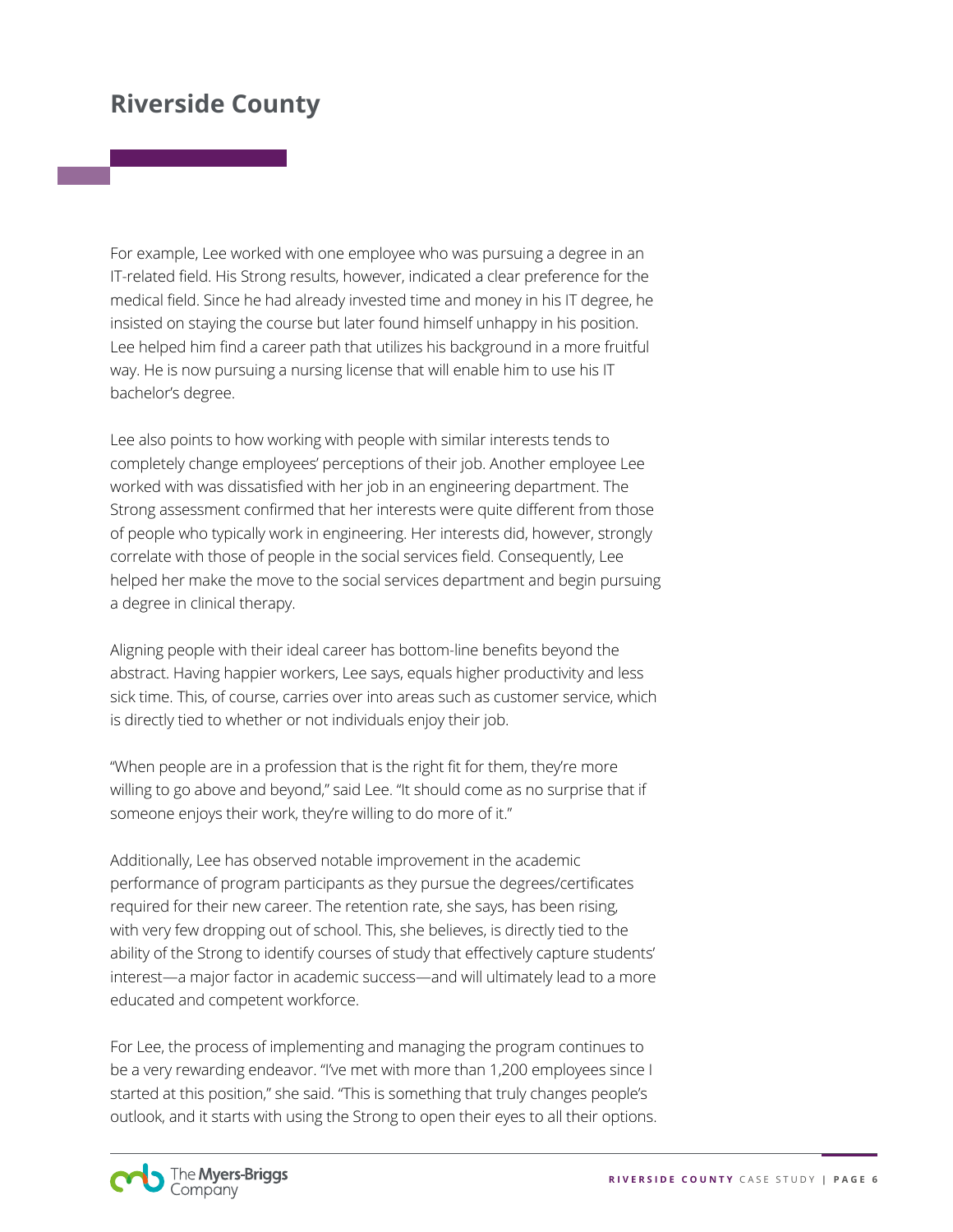## Riverside County

For example, Lee worked with one employee who was pursuing a degree in an IT-related field. His Strong results, however, indicated a clear preference for the medical field. Since he had already invested time and money in his IT degree, he insisted on staying the course but later found himself unhappy in his position. Lee helped him find a career path that utilizes his background in a more fruitful way. He is now pursuing a nursing license that will enable him to use his IT bachelor's degree.

Lee also points to how working with people with similar interests tends to completely change employees' perceptions of their job. Another employee Lee worked with was dissatisfied with her job in an engineering department. The Strong assessment confirmed that her interests were quite different from those of people who typically work in engineering. Her interests did, however, strongly correlate with those of people in the social services field. Consequently, Lee helped her make the move to the social services department and begin pursuing a degree in clinical therapy.

Aligning people with their ideal career has bottom-line benefits beyond the abstract. Having happier workers, Lee says, equals higher productivity and less sick time. This, of course, carries over into areas such as customer service, which is directly tied to whether or not individuals enjoy their job.

"When people are in a profession that is the right fit for them, they're more willing to go above and beyond," said Lee. "It should come as no surprise that if someone enjoys their work, they're willing to do more of it."

Additionally, Lee has observed notable improvement in the academic performance of program participants as they pursue the degrees/certificates required for their new career. The retention rate, she says, has been rising, with very few dropping out of school. This, she believes, is directly tied to the ability of the Strong to identify courses of study that effectively capture students' interest—a major factor in academic success—and will ultimately lead to a more educated and competent workforce.

For Lee, the process of implementing and managing the program continues to be a very rewarding endeavor. "I've met with more than 1,200 employees since I started at this position," she said. "This is something that truly changes people's outlook, and it starts with using the Strong to open their eyes to all their options.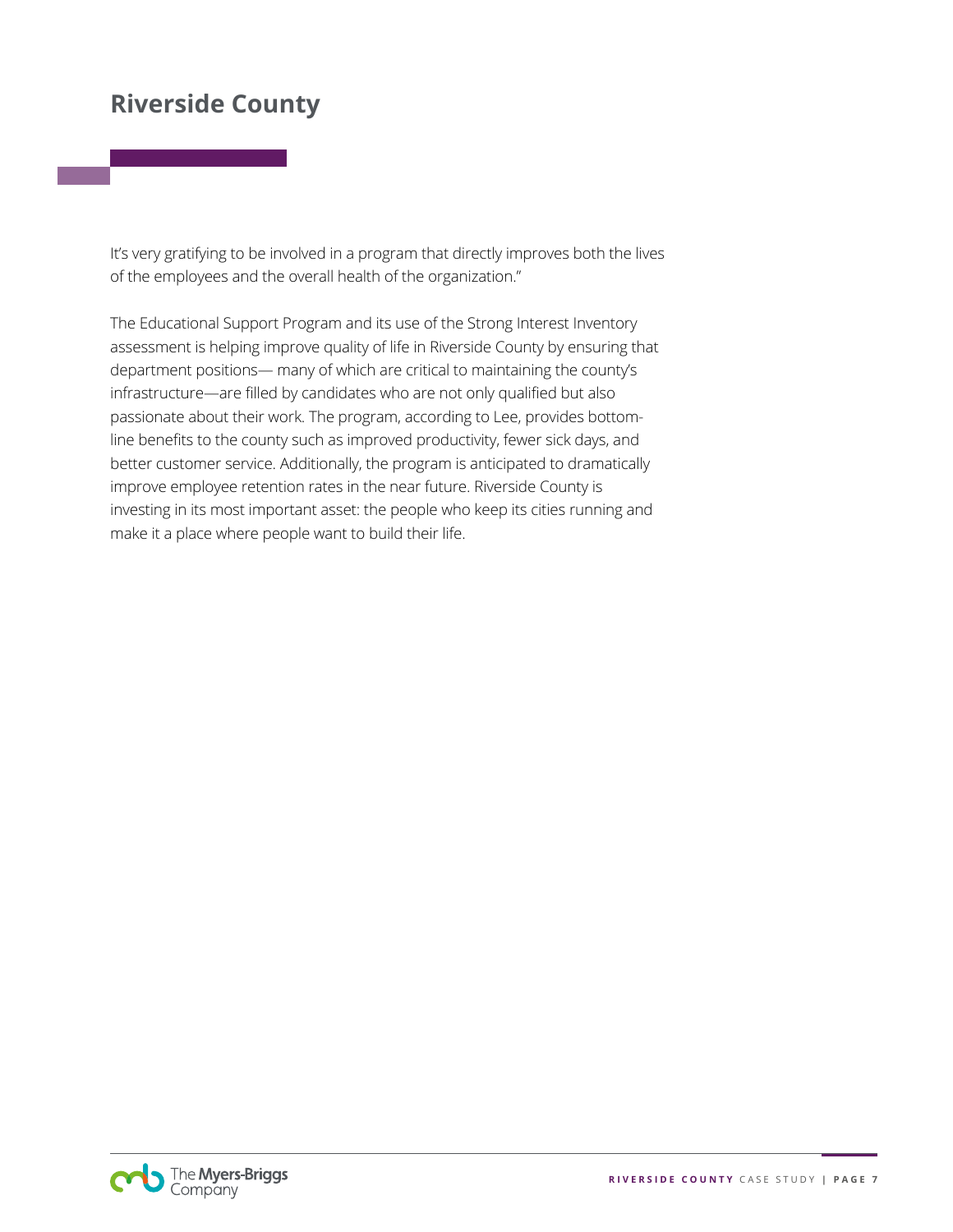# Riverside County

It's very gratifying to be involved in a program that directly improves both the lives of the employees and the overall health of the organization."

The Educational Support Program and its use of the Strong Interest Inventory assessment is helping improve quality of life in Riverside County by ensuring that department positions— many of which are critical to maintaining the county's infrastructure—are filled by candidates who are not only qualified but also passionate about their work. The program, according to Lee, provides bottom-line benefits to the county such as improved productivity, fewer sick days, and better customer service. Additionally, the program is anticipated to dramatically improve employee retention rates in the near future. Riverside County is investing in its most important asset: the people who keep its cities running and make it a place where people want to build their life.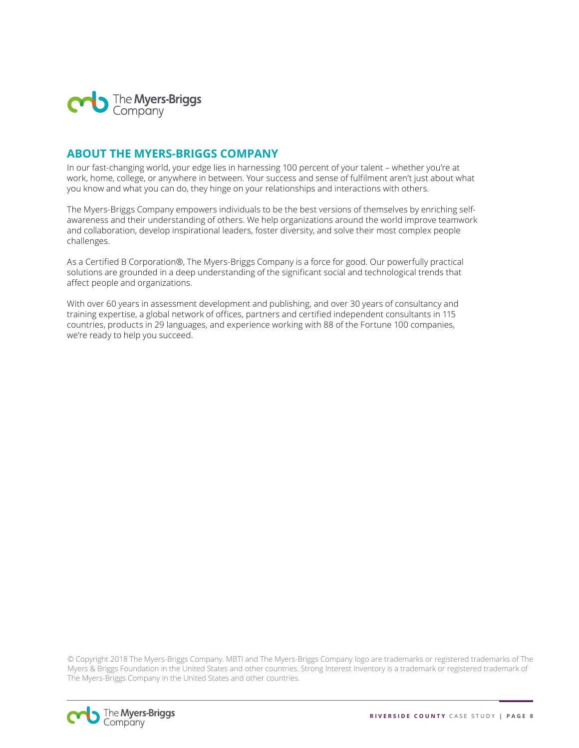## ABOUT THE MYERS-BRIGGS COMPANY

In our fast-changing world, your edge lies in harnessing 100 percent of your talent – whether you're at work, home, college, or anywhere in between. Your success and sense of fulfilment aren't just about what you know and what you can do, they hinge on your relationships and interactions with others.

The Myers-Briggs Company empowers individuals to be the best versions of themselves by enriching self-awareness and their understanding of others. We help organizations around the world improve teamwork and collaboration, develop inspirational leaders, foster diversity, and solve their most complex people challenges.

As a Certified B Corporation®, The Myers-Briggs Company is a force for good. Our powerfully practical solutions are grounded in a deep understanding of the significant social and technological trends that affect people and organizations.

With over 60 years in assessment development and publishing, and over 30 years of consultancy and training expertise, a global network of offices, partners and certified independent consultants in 115 countries, products in 29 languages, and experience working with 88 of the Fortune 100 companies, we're ready to help you succeed.

© Copyright 2018 The Myers-Briggs Company. MBTI and The Myers-Briggs Company logo are trademarks or registered trademarks of The Myers & Briggs Foundation in the United States and other countries. Strong Interest Inventory is a trademark or registered trademark of The Myers-Briggs Company in the United States and other countries.